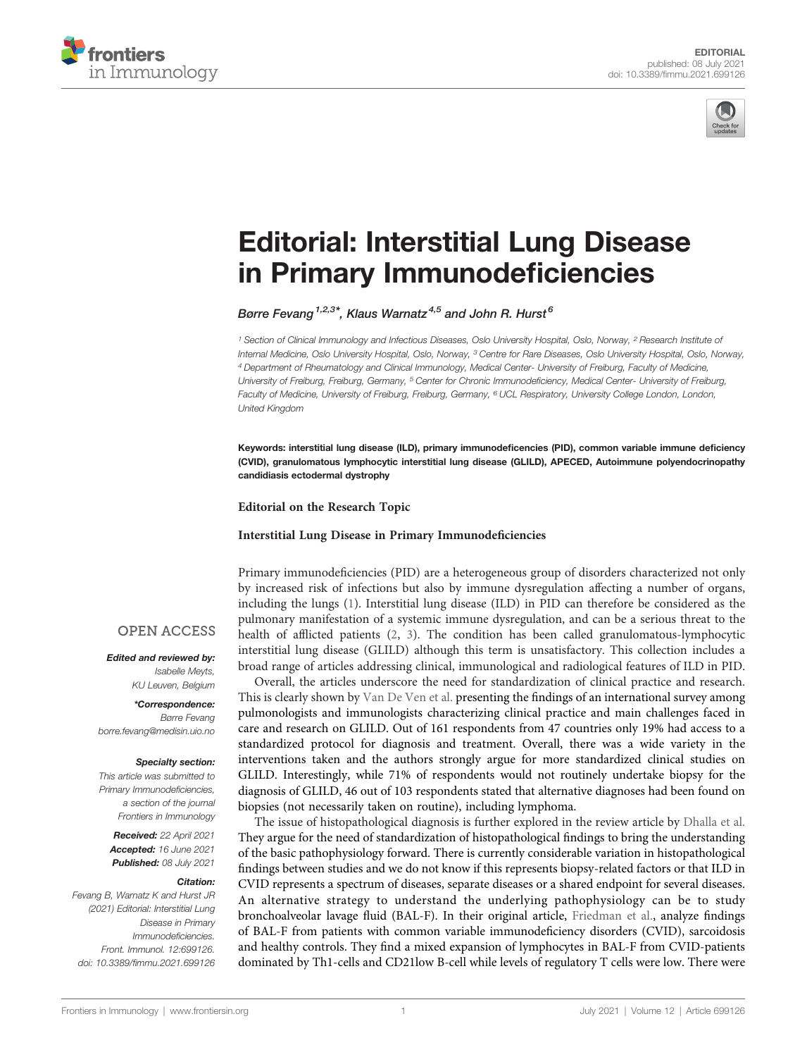EDITORIAL
published: 08 July 2021
doi: 10.3389/fimmu.2021.699126

# Editorial: Interstitial Lung Disease in Primary Immunodeficiencies

Børre Fevang[1,2,3]*, Klaus Warnatz[4,5] and John R. Hurst[6]

[1] Section of Clinical Immunology and Infectious Diseases, Oslo University Hospital, Oslo, Norway, [2] Research Institute of Internal Medicine, Oslo University Hospital, Oslo, Norway, [3] Centre for Rare Diseases, Oslo University Hospital, Oslo, Norway, [4] Department of Rheumatology and Clinical Immunology, Medical Center- University of Freiburg, Faculty of Medicine, University of Freiburg, Freiburg, Germany, [5] Center for Chronic Immunodeficiency, Medical Center- University of Freiburg, Faculty of Medicine, University of Freiburg, Freiburg, Germany, [6] UCL Respiratory, University College London, London, United Kingdom

**Keywords: interstitial lung disease (ILD), primary immunodefeciencies (PID), common variable immune deficiency (CVID), granulomatous lymphocytic interstitial lung disease (GLILD), APECED, Autoimmune polyendocrinopathy candidiasis ectodermal dystrophy**

**Editorial on the Research Topic**

**Interstitial Lung Disease in Primary Immunodeficiencies**

OPEN ACCESS

***Edited and reviewed by:***
*Isabelle Meyts,*
*KU Leuven, Belgium*

***\*Correspondence:***
*Børre Fevang*
*borre.fevang@medisin.uio.no*

***Specialty section:***
*This article was submitted to Primary Immunodeficiencies, a section of the journal Frontiers in Immunology*

***Received:*** *22 April 2021*
***Accepted:*** *16 June 2021*
***Published:*** *08 July 2021*

***Citation:***
*Fevang B, Warnatz K and Hurst JR (2021) Editorial: Interstitial Lung Disease in Primary Immunodeficiencies. Front. Immunol. 12:699126. doi: 10.3389/fimmu.2021.699126*

Primary immunodeficiencies (PID) are a heterogeneous group of disorders characterized not only by increased risk of infections but also by immune dysregulation affecting a number of organs, including the lungs (1). Interstitial lung disease (ILD) in PID can therefore be considered as the pulmonary manifestation of a systemic immune dysregulation, and can be a serious threat to the health of afflicted patients (2, 3). The condition has been called granulomatous-lymphocytic interstitial lung disease (GLILD) although this term is unsatisfactory. This collection includes a broad range of articles addressing clinical, immunological and radiological features of ILD in PID.

Overall, the articles underscore the need for standardization of clinical practice and research. This is clearly shown by Van De Ven et al. presenting the findings of an international survey among pulmonologists and immunologists characterizing clinical practice and main challenges faced in care and research on GLILD. Out of 161 respondents from 47 countries only 19% had access to a standardized protocol for diagnosis and treatment. Overall, there was a wide variety in the interventions taken and the authors strongly argue for more standardized clinical studies on GLILD. Interestingly, while 71% of respondents would not routinely undertake biopsy for the diagnosis of GLILD, 46 out of 103 respondents stated that alternative diagnoses had been found on biopsies (not necessarily taken on routine), including lymphoma.

The issue of histopathological diagnosis is further explored in the review article by Dhalla et al. They argue for the need of standardization of histopathological findings to bring the understanding of the basic pathophysiology forward. There is currently considerable variation in histopathological findings between studies and we do not know if this represents biopsy-related factors or that ILD in CVID represents a spectrum of diseases, separate diseases or a shared endpoint for several diseases. An alternative strategy to understand the underlying pathophysiology can be to study bronchoalveolar lavage fluid (BAL-F). In their original article, Friedman et al., analyze findings of BAL-F from patients with common variable immunodeficiency disorders (CVID), sarcoidosis and healthy controls. They find a mixed expansion of lymphocytes in BAL-F from CVID-patients dominated by Th1-cells and CD21low B-cell while levels of regulatory T cells were low. There were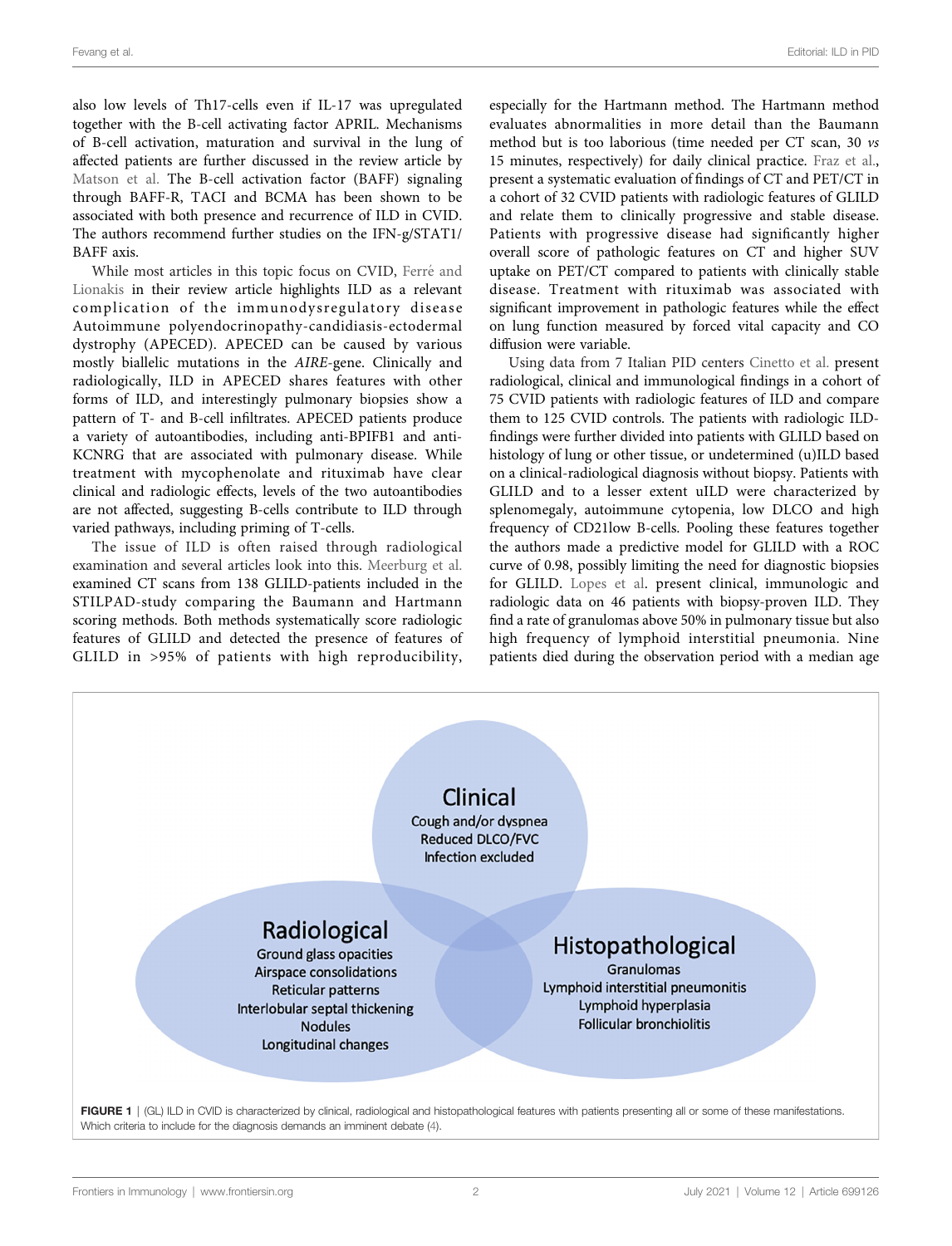also low levels of Th17-cells even if IL-17 was upregulated together with the B-cell activating factor APRIL. Mechanisms of B-cell activation, maturation and survival in the lung of affected patients are further discussed in the review article by Matson et al. The B-cell activation factor (BAFF) signaling through BAFF-R, TACI and BCMA has been shown to be associated with both presence and recurrence of ILD in CVID. The authors recommend further studies on the IFN-g/STAT1/BAFF axis.

While most articles in this topic focus on CVID, Ferré and Lionakis in their review article highlights ILD as a relevant complication of the immunodysregulatory disease Autoimmune polyendocrinopathy-candidiasis-ectodermal dystrophy (APECED). APECED can be caused by various mostly biallelic mutations in the *AIRE*-gene. Clinically and radiologically, ILD in APECED shares features with other forms of ILD, and interestingly pulmonary biopsies show a pattern of T- and B-cell infiltrates. APECED patients produce a variety of autoantibodies, including anti-BPIFB1 and anti-KCNRG that are associated with pulmonary disease. While treatment with mycophenolate and rituximab have clear clinical and radiologic effects, levels of the two autoantibodies are not affected, suggesting B-cells contribute to ILD through varied pathways, including priming of T-cells.

The issue of ILD is often raised through radiological examination and several articles look into this. Meerburg et al. examined CT scans from 138 GLILD-patients included in the STILPAD-study comparing the Baumann and Hartmann scoring methods. Both methods systematically score radiologic features of GLILD and detected the presence of features of GLILD in >95% of patients with high reproducibility, especially for the Hartmann method. The Hartmann method evaluates abnormalities in more detail than the Baumann method but is too laborious (time needed per CT scan, 30 *vs* 15 minutes, respectively) for daily clinical practice. Fraz et al., present a systematic evaluation of findings of CT and PET/CT in a cohort of 32 CVID patients with radiologic features of GLILD and relate them to clinically progressive and stable disease. Patients with progressive disease had significantly higher overall score of pathologic features on CT and higher SUV uptake on PET/CT compared to patients with clinically stable disease. Treatment with rituximab was associated with significant improvement in pathologic features while the effect on lung function measured by forced vital capacity and CO diffusion were variable.

Using data from 7 Italian PID centers Cinetto et al. present radiological, clinical and immunological findings in a cohort of 75 CVID patients with radiologic features of ILD and compare them to 125 CVID controls. The patients with radiologic ILD-findings were further divided into patients with GLILD based on histology of lung or other tissue, or undetermined (u)ILD based on a clinical-radiological diagnosis without biopsy. Patients with GLILD and to a lesser extent uILD were characterized by splenomegaly, autoimmune cytopenia, low DLCO and high frequency of CD21low B-cells. Pooling these features together the authors made a predictive model for GLILD with a ROC curve of 0.98, possibly limiting the need for diagnostic biopsies for GLILD. Lopes et al. present clinical, immunologic and radiologic data on 46 patients with biopsy-proven ILD. They find a rate of granulomas above 50% in pulmonary tissue but also high frequency of lymphoid interstitial pneumonia. Nine patients died during the observation period with a median age

**Clinical**
Cough and/or dyspnea
Reduced DLCO/FVC
Infection excluded

**Radiological**
Ground glass opacities
Airspace consolidations
Reticular patterns
Interlobular septal thickening
Nodules
Longitudinal changes

**Histopathological**
Granulomas
Lymphoid interstitial pneumonitis
Lymphoid hyperplasia
Follicular bronchiolitis

**FIGURE 1** | (GL) ILD in CVID is characterized by clinical, radiological and histopathological features with patients presenting all or some of these manifestations. Which criteria to include for the diagnosis demands an imminent debate (4).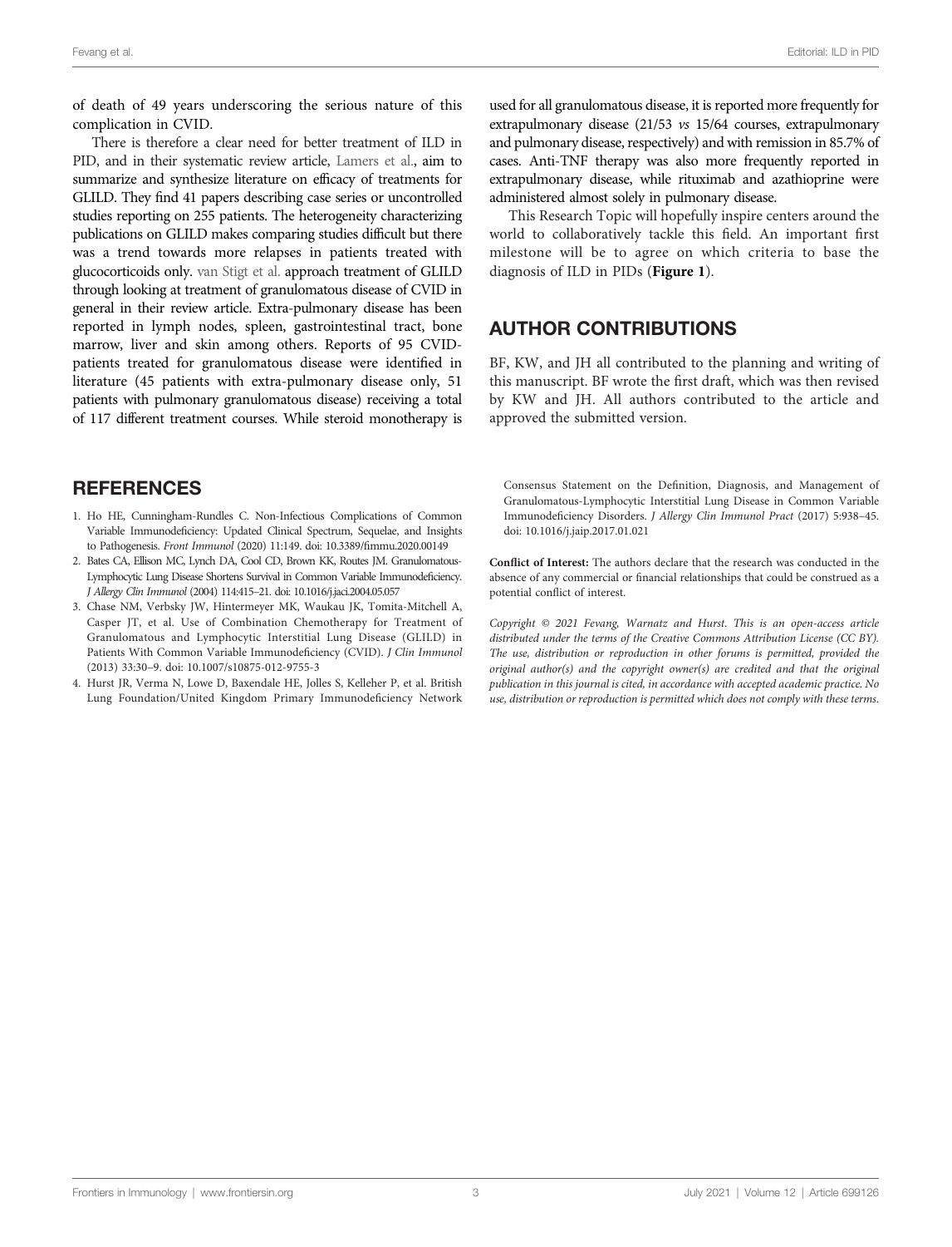of death of 49 years underscoring the serious nature of this complication in CVID.

There is therefore a clear need for better treatment of ILD in PID, and in their systematic review article, Lamers et al., aim to summarize and synthesize literature on efficacy of treatments for GLILD. They find 41 papers describing case series or uncontrolled studies reporting on 255 patients. The heterogeneity characterizing publications on GLILD makes comparing studies difficult but there was a trend towards more relapses in patients treated with glucocorticoids only. van Stigt et al. approach treatment of GLILD through looking at treatment of granulomatous disease of CVID in general in their review article. Extra-pulmonary disease has been reported in lymph nodes, spleen, gastrointestinal tract, bone marrow, liver and skin among others. Reports of 95 CVID-patients treated for granulomatous disease were identified in literature (45 patients with extra-pulmonary disease only, 51 patients with pulmonary granulomatous disease) receiving a total of 117 different treatment courses. While steroid monotherapy is used for all granulomatous disease, it is reported more frequently for extrapulmonary disease (21/53 *vs* 15/64 courses, extrapulmonary and pulmonary disease, respectively) and with remission in 85.7% of cases. Anti-TNF therapy was also more frequently reported in extrapulmonary disease, while rituximab and azathioprine were administered almost solely in pulmonary disease.

This Research Topic will hopefully inspire centers around the world to collaboratively tackle this field. An important first milestone will be to agree on which criteria to base the diagnosis of ILD in PIDs (**Figure 1**).

## AUTHOR CONTRIBUTIONS

BF, KW, and JH all contributed to the planning and writing of this manuscript. BF wrote the first draft, which was then revised by KW and JH. All authors contributed to the article and approved the submitted version.

## REFERENCES

1. Ho HE, Cunningham-Rundles C. Non-Infectious Complications of Common Variable Immunodeficiency: Updated Clinical Spectrum, Sequelae, and Insights to Pathogenesis. *Front Immunol* (2020) 11:149. doi: 10.3389/fimmu.2020.00149
2. Bates CA, Ellison MC, Lynch DA, Cool CD, Brown KK, Routes JM. Granulomatous-Lymphocytic Lung Disease Shortens Survival in Common Variable Immunodeficiency. *J Allergy Clin Immunol* (2004) 114:415–21. doi: 10.1016/j.jaci.2004.05.057
3. Chase NM, Verbsky JW, Hintermeyer MK, Waukau JK, Tomita-Mitchell A, Casper JT, et al. Use of Combination Chemotherapy for Treatment of Granulomatous and Lymphocytic Interstitial Lung Disease (GLILD) in Patients With Common Variable Immunodeficiency (CVID). *J Clin Immunol* (2013) 33:30–9. doi: 10.1007/s10875-012-9755-3
4. Hurst JR, Verma N, Lowe D, Baxendale HE, Jolles S, Kelleher P, et al. British Lung Foundation/United Kingdom Primary Immunodeficiency Network Consensus Statement on the Definition, Diagnosis, and Management of Granulomatous-Lymphocytic Interstitial Lung Disease in Common Variable Immunodeficiency Disorders. *J Allergy Clin Immunol Pract* (2017) 5:938–45. doi: 10.1016/j.jaip.2017.01.021

**Conflict of Interest:** The authors declare that the research was conducted in the absence of any commercial or financial relationships that could be construed as a potential conflict of interest.

*Copyright © 2021 Fevang, Warnatz and Hurst. This is an open-access article distributed under the terms of the Creative Commons Attribution License (CC BY). The use, distribution or reproduction in other forums is permitted, provided the original author(s) and the copyright owner(s) are credited and that the original publication in this journal is cited, in accordance with accepted academic practice. No use, distribution or reproduction is permitted which does not comply with these terms.*